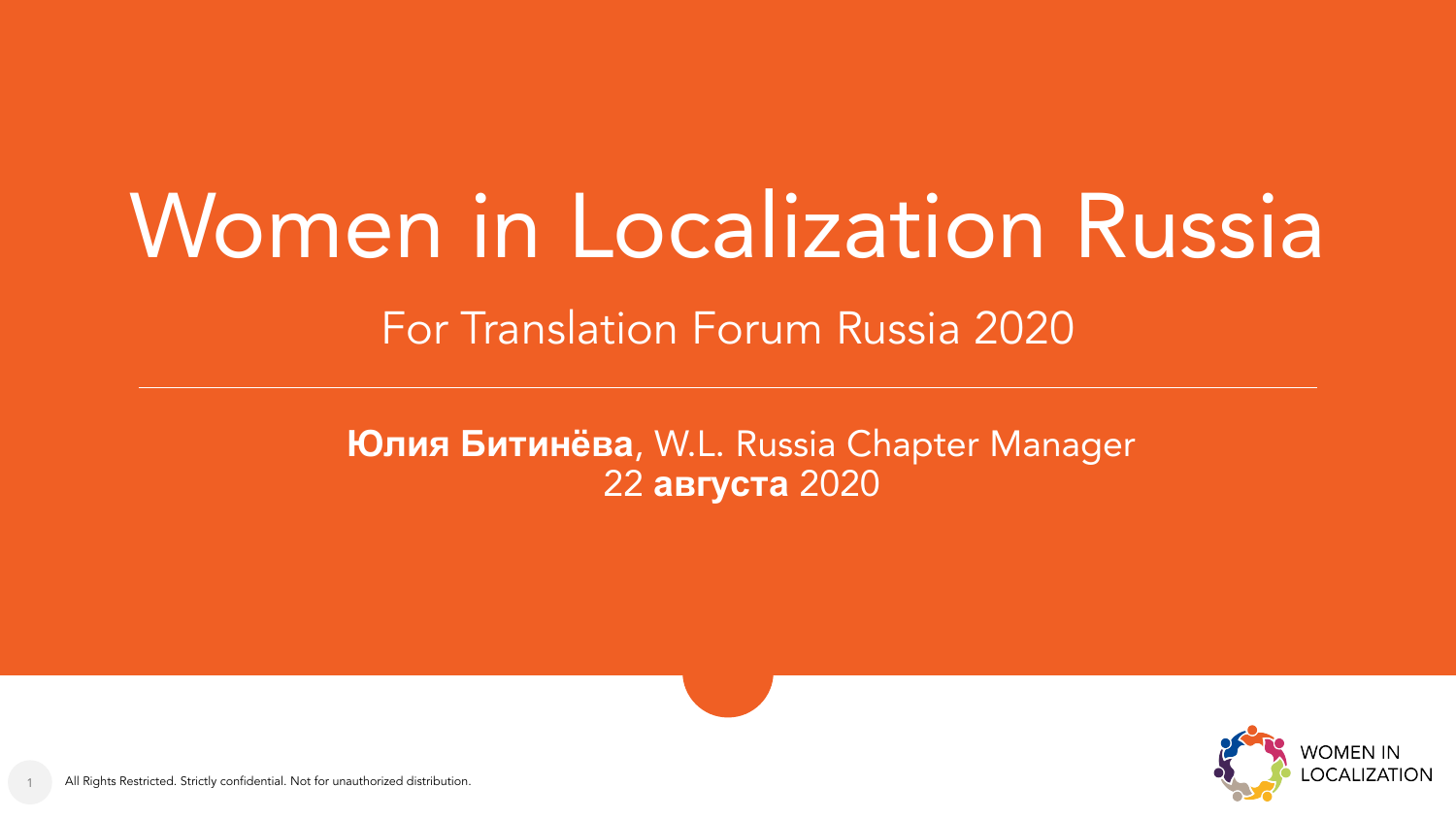# Women in Localization Russia

## For Translation Forum Russia 2020

**Юлия Битинёва**, W.L. Russia Chapter Manager
22 **августа** 2020

All Rights Restricted. Strictly confidential. Not for unauthorized distribution.

WOMEN IN LOCALIZATION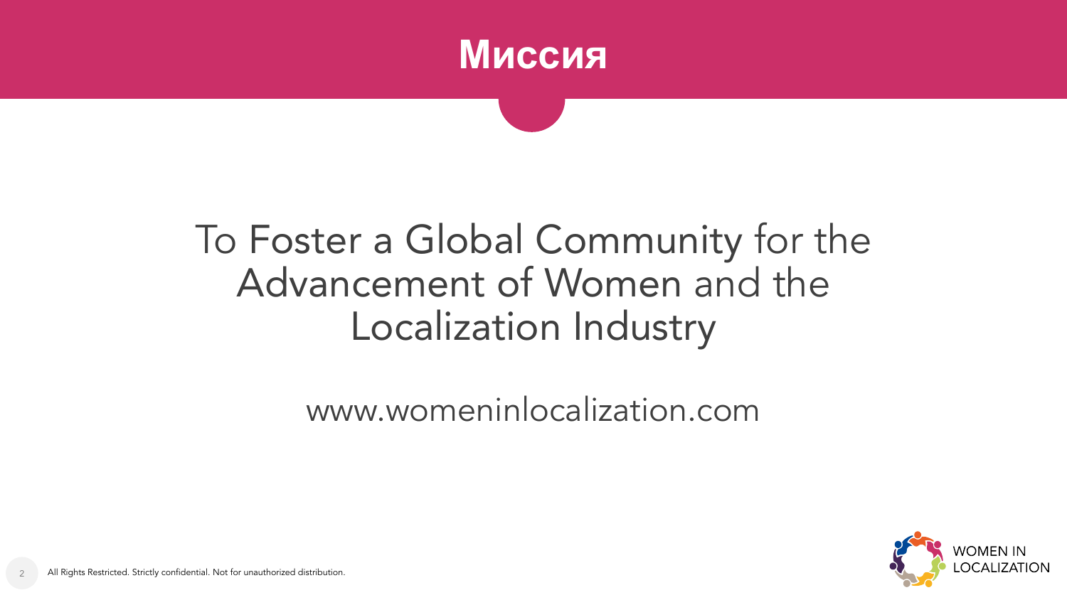# Миссия

To Foster a Global Community for the Advancement of Women and the Localization Industry

www.womeninlocalization.com

All Rights Restricted. Strictly confidential. Not for unauthorized distribution.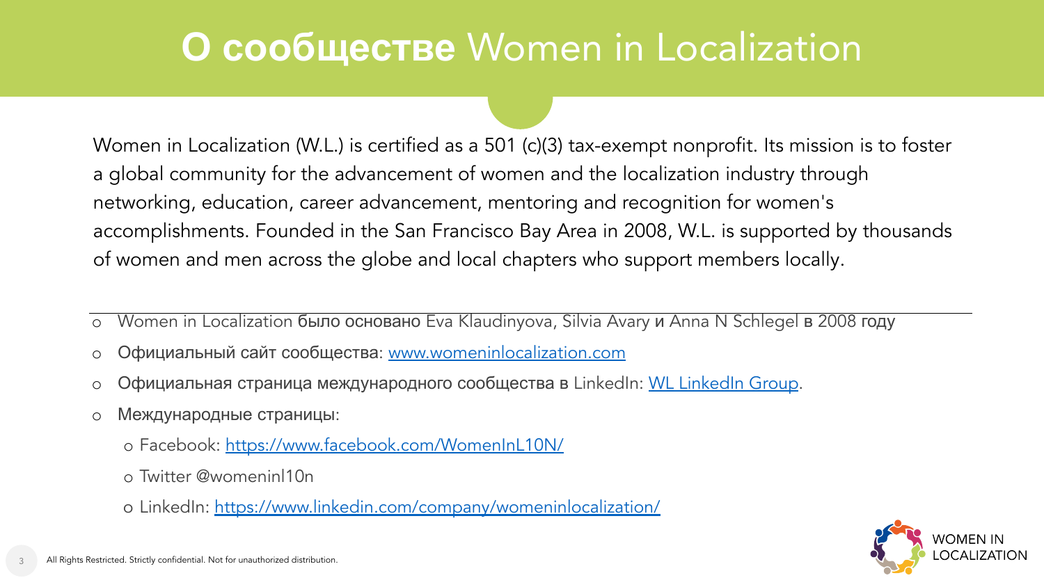# **О сообществе** Women in Localization

Women in Localization (W.L.) is certified as a 501 (c)(3) tax-exempt nonprofit. Its mission is to foster a global community for the advancement of women and the localization industry through networking, education, career advancement, mentoring and recognition for women's accomplishments. Founded in the San Francisco Bay Area in 2008, W.L. is supported by thousands of women and men across the globe and local chapters who support members locally.

- Women in Localization было основано Eva Klaudinyova, Silvia Avary и Anna N Schlegel в 2008 году
- Официальный сайт сообщества: [www.womeninlocalization.com](http://www.womeninlocalization.com)
- Официальная страница международного сообщества в LinkedIn: [WL LinkedIn Group](#).
- Международные страницы:
  - Facebook: [https://www.facebook.com/WomenInL10N/](https://www.facebook.com/WomenInL10N/)
  - Twitter @womeninl10n
  - LinkedIn: [https://www.linkedin.com/company/womeninlocalization/](https://www.linkedin.com/company/womeninlocalization/)

All Rights Restricted. Strictly confidential. Not for unauthorized distribution.

WOMEN IN LOCALIZATION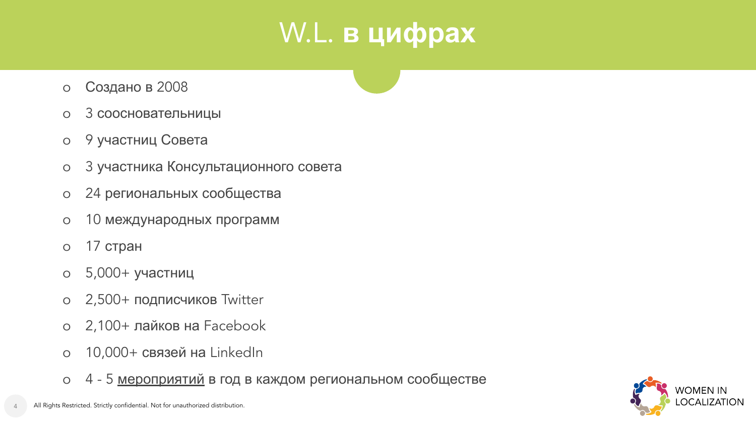# W.L. **в цифрах**

- Создано в 2008
- 3 соосновательницы
- 9 участниц Совета
- 3 участника Консультационного совета
- 24 региональных сообщества
- 10 международных программ
- 17 стран
- 5,000+ участниц
- 2,500+ подписчиков Twitter
- 2,100+ лайков на Facebook
- 10,000+ связей на LinkedIn
- 4 - 5 мероприятий в год в каждом региональном сообществе

All Rights Restricted. Strictly confidential. Not for unauthorized distribution.

WOMEN IN LOCALIZATION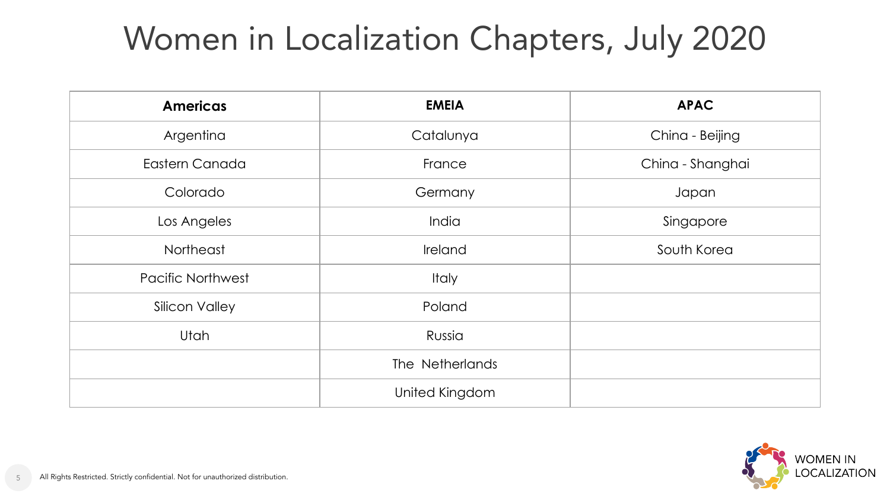# Women in Localization Chapters, July 2020

| Americas | EMEIA | APAC |
|---|---|---|
| Argentina | Catalunya | China - Beijing |
| Eastern Canada | France | China - Shanghai |
| Colorado | Germany | Japan |
| Los Angeles | India | Singapore |
| Northeast | Ireland | South Korea |
| Pacific Northwest | Italy | |
| Silicon Valley | Poland | |
| Utah | Russia | |
| | The Netherlands | |
| | United Kingdom | |

All Rights Restricted. Strictly confidential. Not for unauthorized distribution.

WOMEN IN LOCALIZATION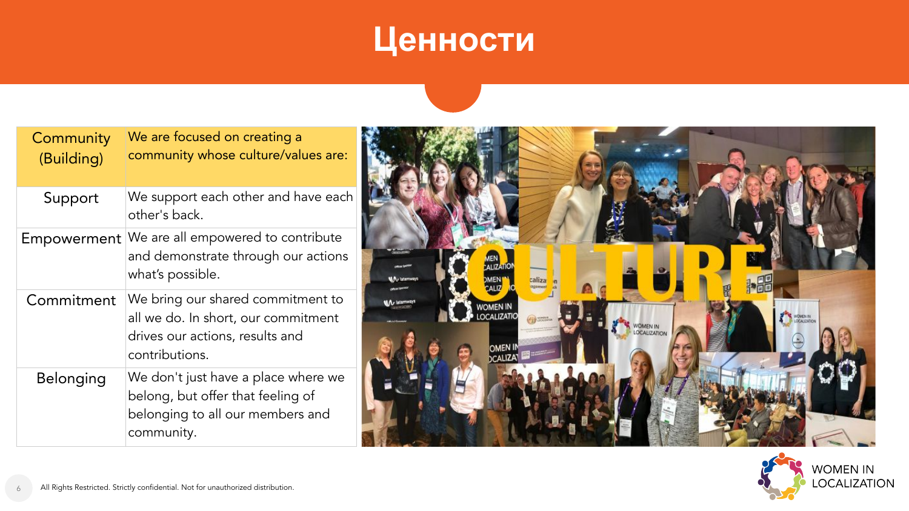# Ценности

| Community (Building) | We are focused on creating a community whose culture/values are: |
| --- | --- |
| Support | We support each other and have each other's back. |
| Empowerment | We are all empowered to contribute and demonstrate through our actions what's possible. |
| Commitment | We bring our shared commitment to all we do. In short, our commitment drives our actions, results and contributions. |
| Belonging | We don't just have a place where we belong, but offer that feeling of belonging to all our members and community. |

All Rights Restricted. Strictly confidential. Not for unauthorized distribution.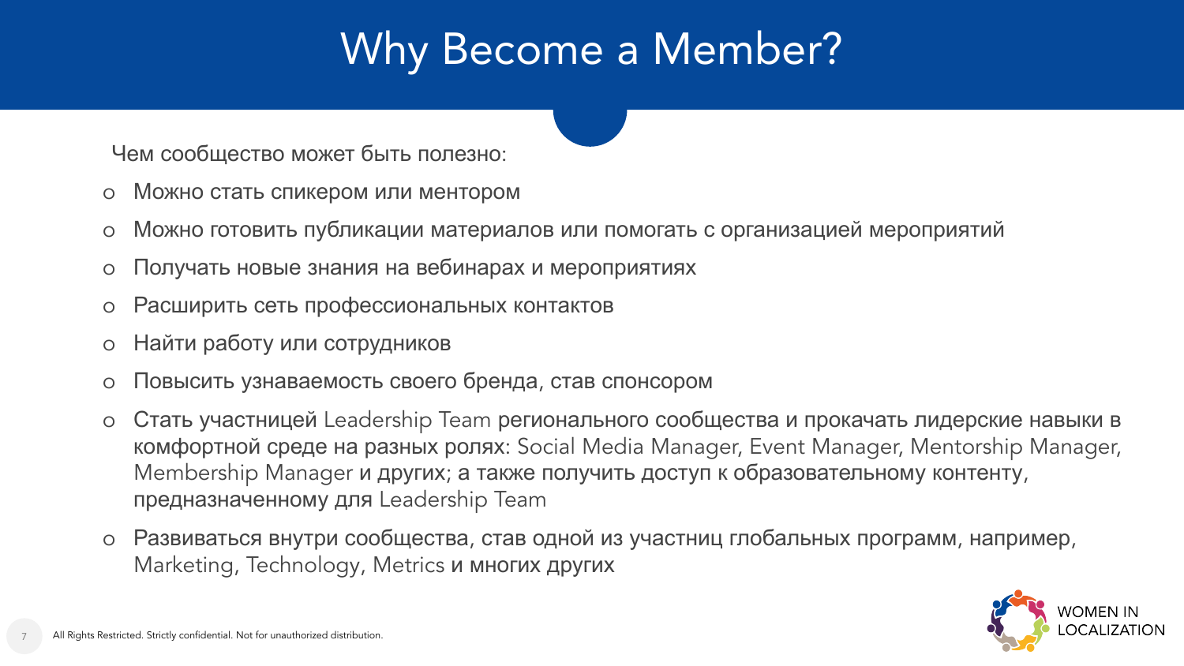# Why Become a Member?

Чем сообщество может быть полезно:

- Можно стать спикером или ментором
- Можно готовить публикации материалов или помогать с организацией мероприятий
- Получать новые знания на вебинарах и мероприятиях
- Расширить сеть профессиональных контактов
- Найти работу или сотрудников
- Повысить узнаваемость своего бренда, став спонсором
- Стать участницей Leadership Team регионального сообщества и прокачать лидерские навыки в комфортной среде на разных ролях: Social Media Manager, Event Manager, Mentorship Manager, Membership Manager и других; а также получить доступ к образовательному контенту, предназначенному для Leadership Team
- Развиваться внутри сообщества, став одной из участниц глобальных программ, например, Marketing, Technology, Metrics и многих других

All Rights Restricted. Strictly confidential. Not for unauthorized distribution.

WOMEN IN LOCALIZATION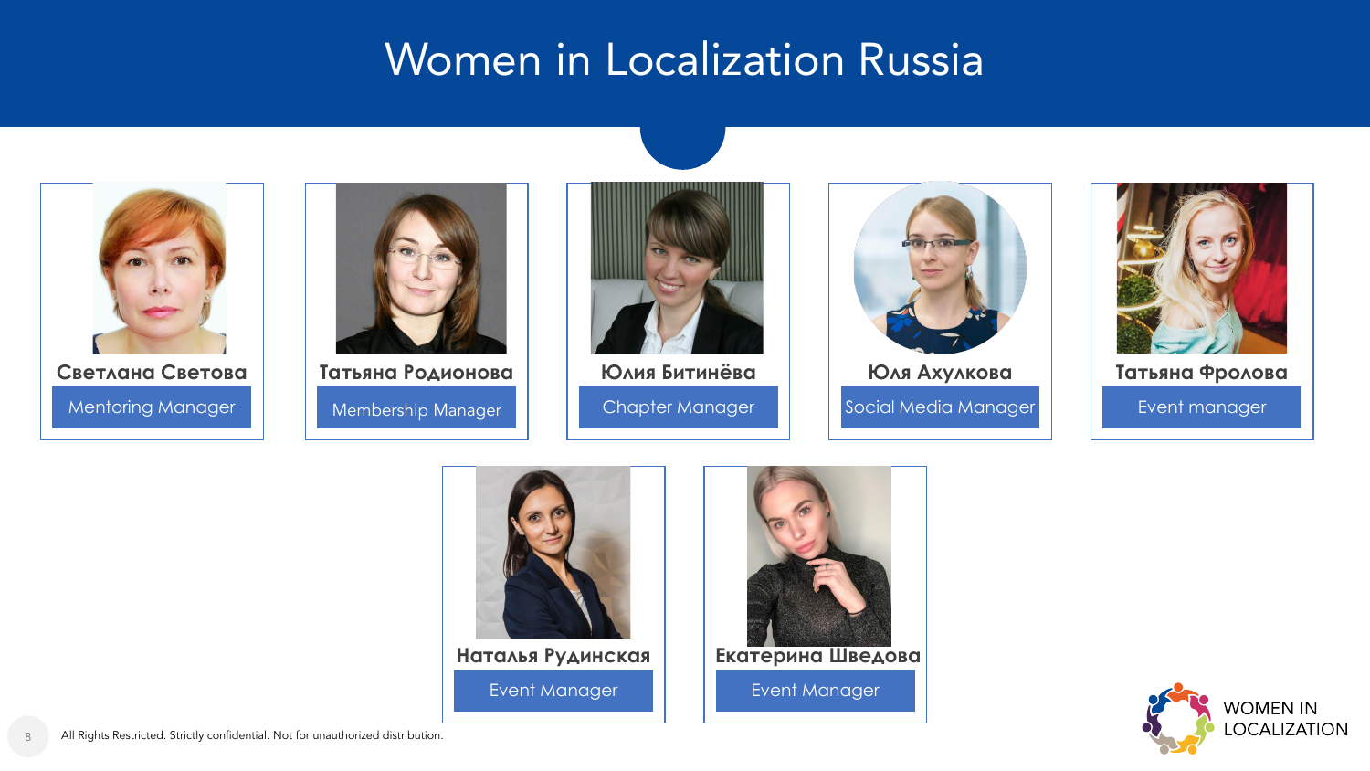# Women in Localization Russia

**Светлана Светова**
Mentoring Manager

**Татьяна Родионова**
Membership Manager

**Юлия Битинёва**
Chapter Manager

**Юля Ахулкова**
Social Media Manager

**Татьяна Фролова**
Event manager

**Наталья Рудинская**
Event Manager

**Екатерина Шведова**
Event Manager

All Rights Restricted. Strictly confidential. Not for unauthorized distribution.

WOMEN IN LOCALIZATION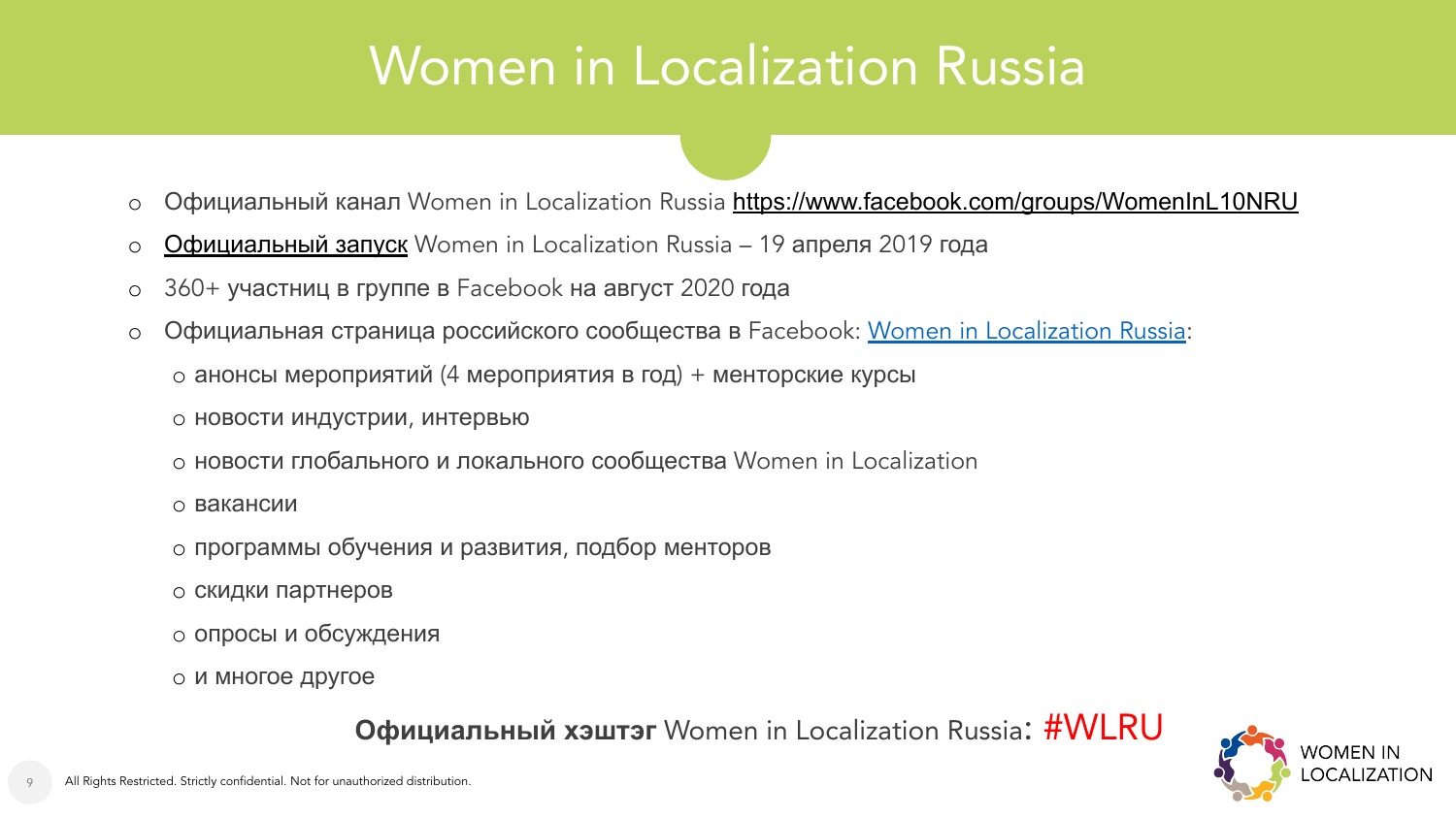# Women in Localization Russia

- Официальный канал Women in Localization Russia https://www.facebook.com/groups/WomenInL10NRU
- Официальный запуск Women in Localization Russia – 19 апреля 2019 года
- 360+ участниц в группе в Facebook на август 2020 года
- Официальная страница российского сообщества в Facebook: Women in Localization Russia:
  - анонсы мероприятий (4 мероприятия в год) + менторские курсы
  - новости индустрии, интервью
  - новости глобального и локального сообщества Women in Localization
  - вакансии
  - программы обучения и развития, подбор менторов
  - скидки партнеров
  - опросы и обсуждения
  - и многое другое

**Официальный хэштэг** Women in Localization Russia: #WLRU

WOMEN IN LOCALIZATION

All Rights Restricted. Strictly confidential. Not for unauthorized distribution.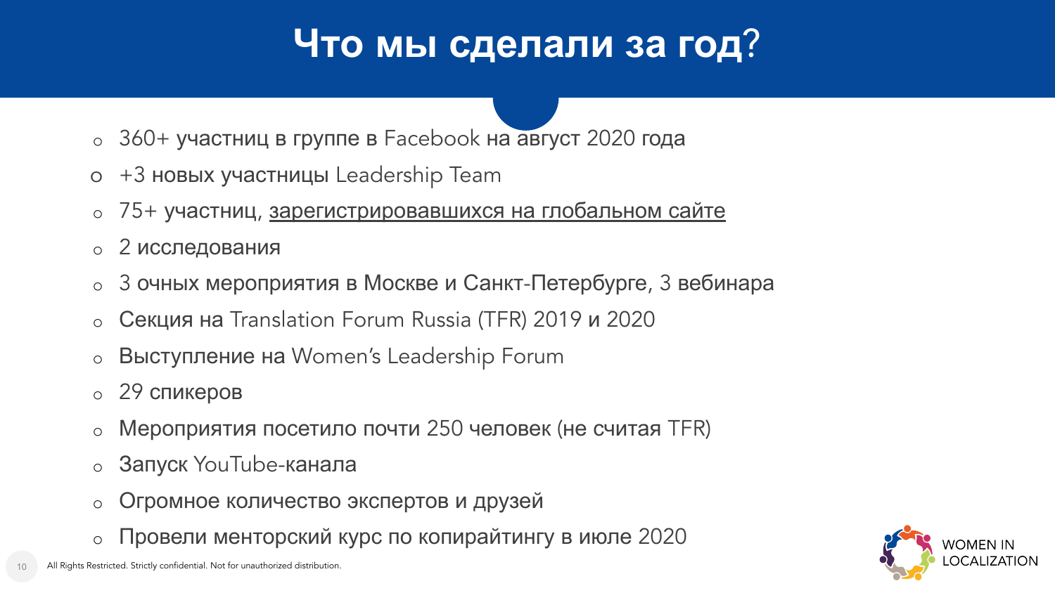# Что мы сделали за год?

- 360+ участниц в группе в Facebook на август 2020 года
- +3 новых участницы Leadership Team
- 75+ участниц, зарегистрировавшихся на глобальном сайте
- 2 исследования
- 3 очных мероприятия в Москве и Санкт-Петербурге, 3 вебинара
- Секция на Translation Forum Russia (TFR) 2019 и 2020
- Выступление на Women's Leadership Forum
- 29 спикеров
- Мероприятия посетило почти 250 человек (не считая TFR)
- Запуск YouTube-канала
- Огромное количество экспертов и друзей
- Провели менторский курс по копирайтингу в июле 2020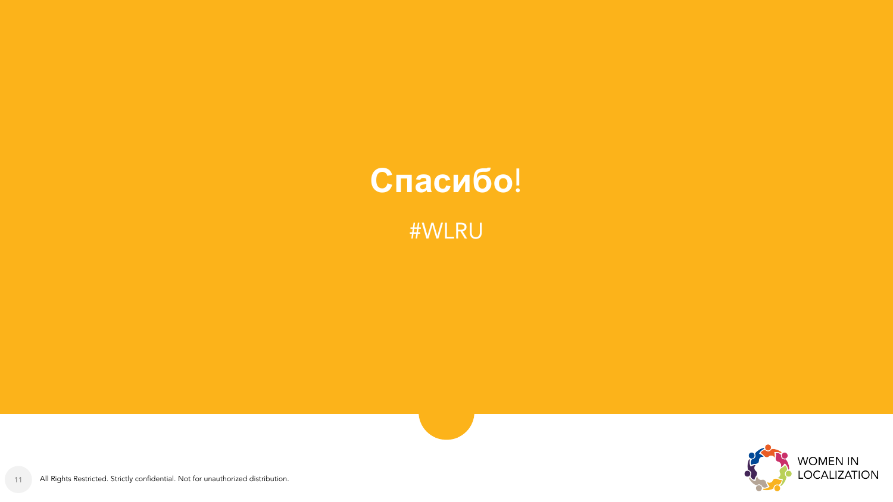# Спасибо!

#WLRU

All Rights Restricted. Strictly confidential. Not for unauthorized distribution.

WOMEN IN LOCALIZATION